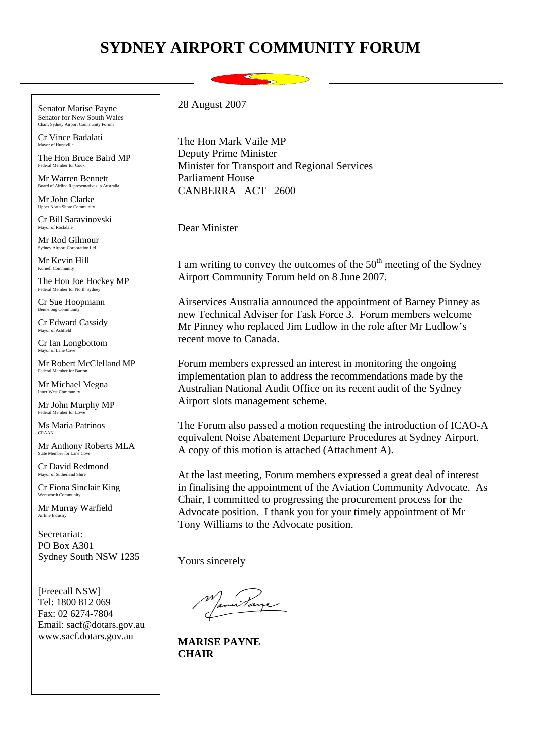# SYDNEY AIRPORT COMMUNITY FORUM

Senator Marise Payne
Senator for New South Wales
Chair, Sydney Airport Community Forum

Cr Vince Badalati
Mayor of Hurstville

The Hon Bruce Baird MP
Federal Member for Cook

Mr Warren Bennett
Board of Airline Representatives in Australia

Mr John Clarke
Upper North Shore Community

Cr Bill Saravinovski
Mayor of Rockdale

Mr Rod Gilmour
Sydney Airport Corporation Ltd.

Mr Kevin Hill
Kurnell Community

The Hon Joe Hockey MP
Federal Member for North Sydney

Cr Sue Hoopmann
Bennelong Community

Cr Edward Cassidy
Mayor of Ashfield

Cr Ian Longbottom
Mayor of Lane Cove

Mr Robert McClelland MP
Federal Member for Barton

Mr Michael Megna
Inner West Community

Mr John Murphy MP
Federal Member for Lowe

Ms Maria Patrinos
CRAAN

Mr Anthony Roberts MLA
State Member for Lane Cove

Cr David Redmond
Mayor of Sutherland Shire

Cr Fiona Sinclair King
Wentworth Community

Mr Murray Warfield
Airline Industry

Secretariat:
PO Box A301
Sydney South NSW 1235

[Freecall NSW]
Tel: 1800 812 069
Fax: 02 6274-7804
Email: sacf@dotars.gov.au
www.sacf.dotars.gov.au

28 August 2007

The Hon Mark Vaile MP
Deputy Prime Minister
Minister for Transport and Regional Services
Parliament House
CANBERRA ACT 2600

Dear Minister

I am writing to convey the outcomes of the 50th meeting of the Sydney Airport Community Forum held on 8 June 2007.

Airservices Australia announced the appointment of Barney Pinney as new Technical Adviser for Task Force 3. Forum members welcome Mr Pinney who replaced Jim Ludlow in the role after Mr Ludlow's recent move to Canada.

Forum members expressed an interest in monitoring the ongoing implementation plan to address the recommendations made by the Australian National Audit Office on its recent audit of the Sydney Airport slots management scheme.

The Forum also passed a motion requesting the introduction of ICAO-A equivalent Noise Abatement Departure Procedures at Sydney Airport. A copy of this motion is attached (Attachment A).

At the last meeting, Forum members expressed a great deal of interest in finalising the appointment of the Aviation Community Advocate. As Chair, I committed to progressing the procurement process for the Advocate position. I thank you for your timely appointment of Mr Tony Williams to the Advocate position.

Yours sincerely

**MARISE PAYNE**
**CHAIR**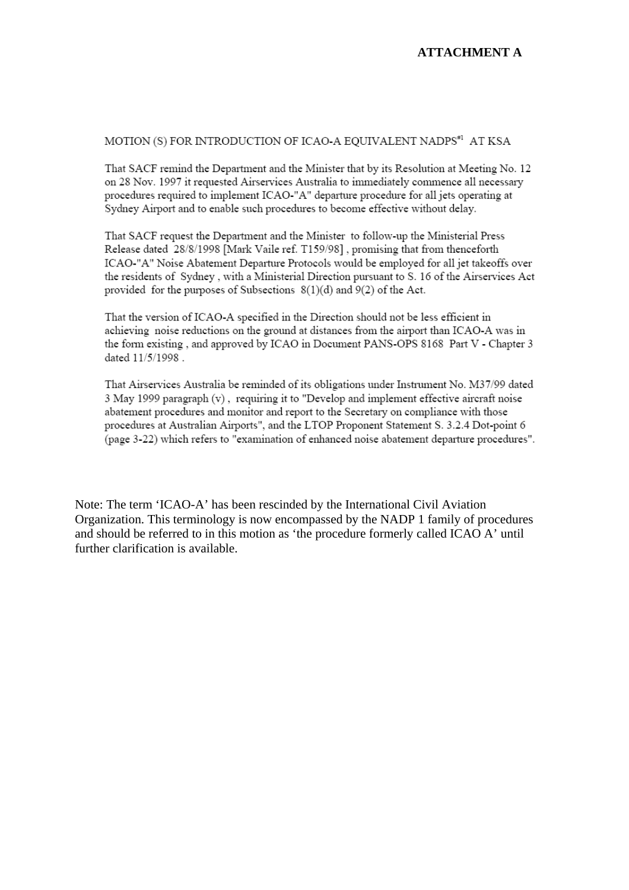**ATTACHMENT A**

MOTION (S) FOR INTRODUCTION OF ICAO-A EQUIVALENT NADPS[#1] AT KSA

That SACF remind the Department and the Minister that by its Resolution at Meeting No. 12 on 28 Nov. 1997 it requested Airservices Australia to immediately commence all necessary procedures required to implement ICAO-"A" departure procedure for all jets operating at Sydney Airport and to enable such procedures to become effective without delay.

That SACF request the Department and the Minister to follow-up the Ministerial Press Release dated 28/8/1998 [Mark Vaile ref. T159/98] , promising that from thenceforth ICAO-"A" Noise Abatement Departure Protocols would be employed for all jet takeoffs over the residents of Sydney , with a Ministerial Direction pursuant to S. 16 of the Airservices Act provided for the purposes of Subsections 8(1)(d) and 9(2) of the Act.

That the version of ICAO-A specified in the Direction should not be less efficient in achieving noise reductions on the ground at distances from the airport than ICAO-A was in the form existing , and approved by ICAO in Document PANS-OPS 8168 Part V - Chapter 3 dated 11/5/1998 .

That Airservices Australia be reminded of its obligations under Instrument No. M37/99 dated 3 May 1999 paragraph (v) , requiring it to "Develop and implement effective aircraft noise abatement procedures and monitor and report to the Secretary on compliance with those procedures at Australian Airports", and the LTOP Proponent Statement S. 3.2.4 Dot-point 6 (page 3-22) which refers to "examination of enhanced noise abatement departure procedures".

Note: The term 'ICAO-A' has been rescinded by the International Civil Aviation Organization. This terminology is now encompassed by the NADP 1 family of procedures and should be referred to in this motion as 'the procedure formerly called ICAO A' until further clarification is available.